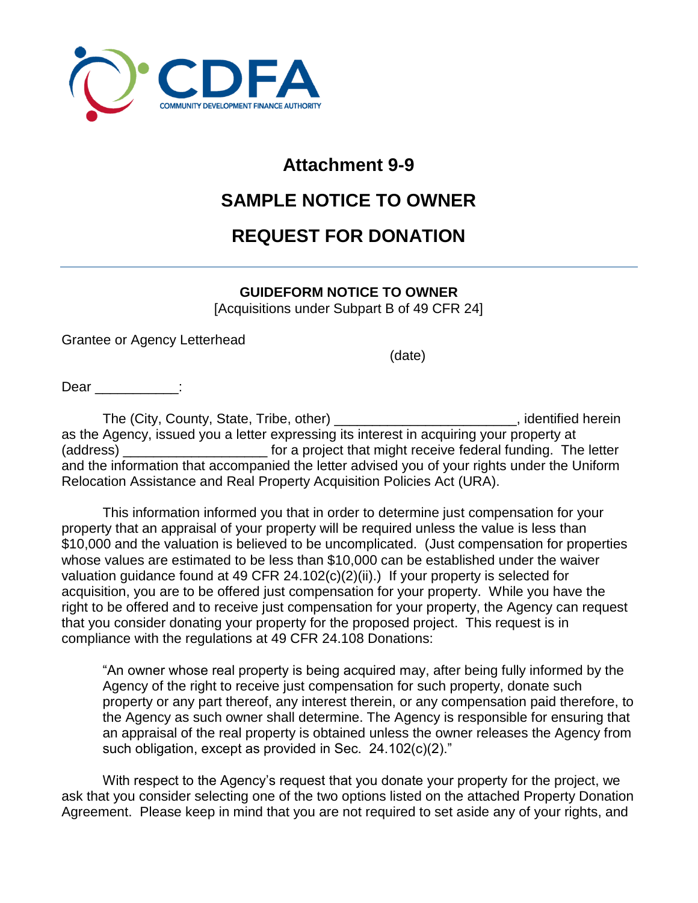CDFA
COMMUNITY DEVELOPMENT FINANCE AUTHORITY

# Attachment 9-9

# SAMPLE NOTICE TO OWNER

# REQUEST FOR DONATION

---

**GUIDEFORM NOTICE TO OWNER**
[Acquisitions under Subpart B of 49 CFR 24]

Grantee or Agency Letterhead

(date)

Dear ___________:

The (City, County, State, Tribe, other) _______________________, identified herein as the Agency, issued you a letter expressing its interest in acquiring your property at (address) ___________________ for a project that might receive federal funding. The letter and the information that accompanied the letter advised you of your rights under the Uniform Relocation Assistance and Real Property Acquisition Policies Act (URA).

This information informed you that in order to determine just compensation for your property that an appraisal of your property will be required unless the value is less than $10,000 and the valuation is believed to be uncomplicated. (Just compensation for properties whose values are estimated to be less than $10,000 can be established under the waiver valuation guidance found at 49 CFR 24.102(c)(2)(ii).) If your property is selected for acquisition, you are to be offered just compensation for your property. While you have the right to be offered and to receive just compensation for your property, the Agency can request that you consider donating your property for the proposed project. This request is in compliance with the regulations at 49 CFR 24.108 Donations:

> "An owner whose real property is being acquired may, after being fully informed by the Agency of the right to receive just compensation for such property, donate such property or any part thereof, any interest therein, or any compensation paid therefore, to the Agency as such owner shall determine. The Agency is responsible for ensuring that an appraisal of the real property is obtained unless the owner releases the Agency from such obligation, except as provided in Sec. 24.102(c)(2)."

With respect to the Agency's request that you donate your property for the project, we ask that you consider selecting one of the two options listed on the attached Property Donation Agreement. Please keep in mind that you are not required to set aside any of your rights, and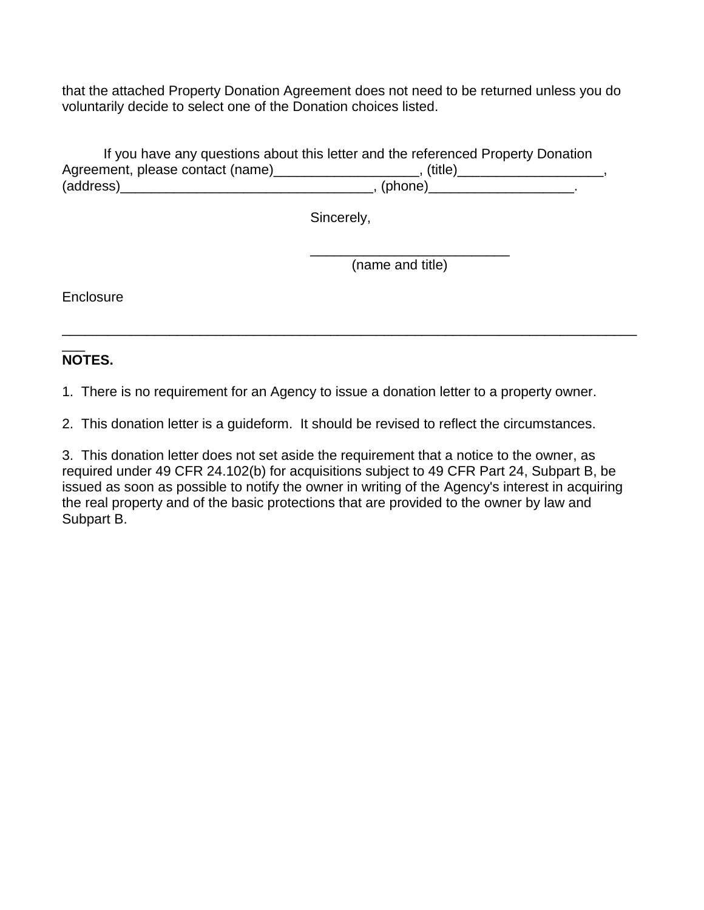that the attached Property Donation Agreement does not need to be returned unless you do voluntarily decide to select one of the Donation choices listed.

If you have any questions about this letter and the referenced Property Donation Agreement, please contact (name)__________________, (title)__________________, (address)________________________________, (phone)__________________.

Sincerely,

_________________________
(name and title)

Enclosure

---

**NOTES.**

1. There is no requirement for an Agency to issue a donation letter to a property owner.

2. This donation letter is a guideform. It should be revised to reflect the circumstances.

3. This donation letter does not set aside the requirement that a notice to the owner, as required under 49 CFR 24.102(b) for acquisitions subject to 49 CFR Part 24, Subpart B, be issued as soon as possible to notify the owner in writing of the Agency's interest in acquiring the real property and of the basic protections that are provided to the owner by law and Subpart B.